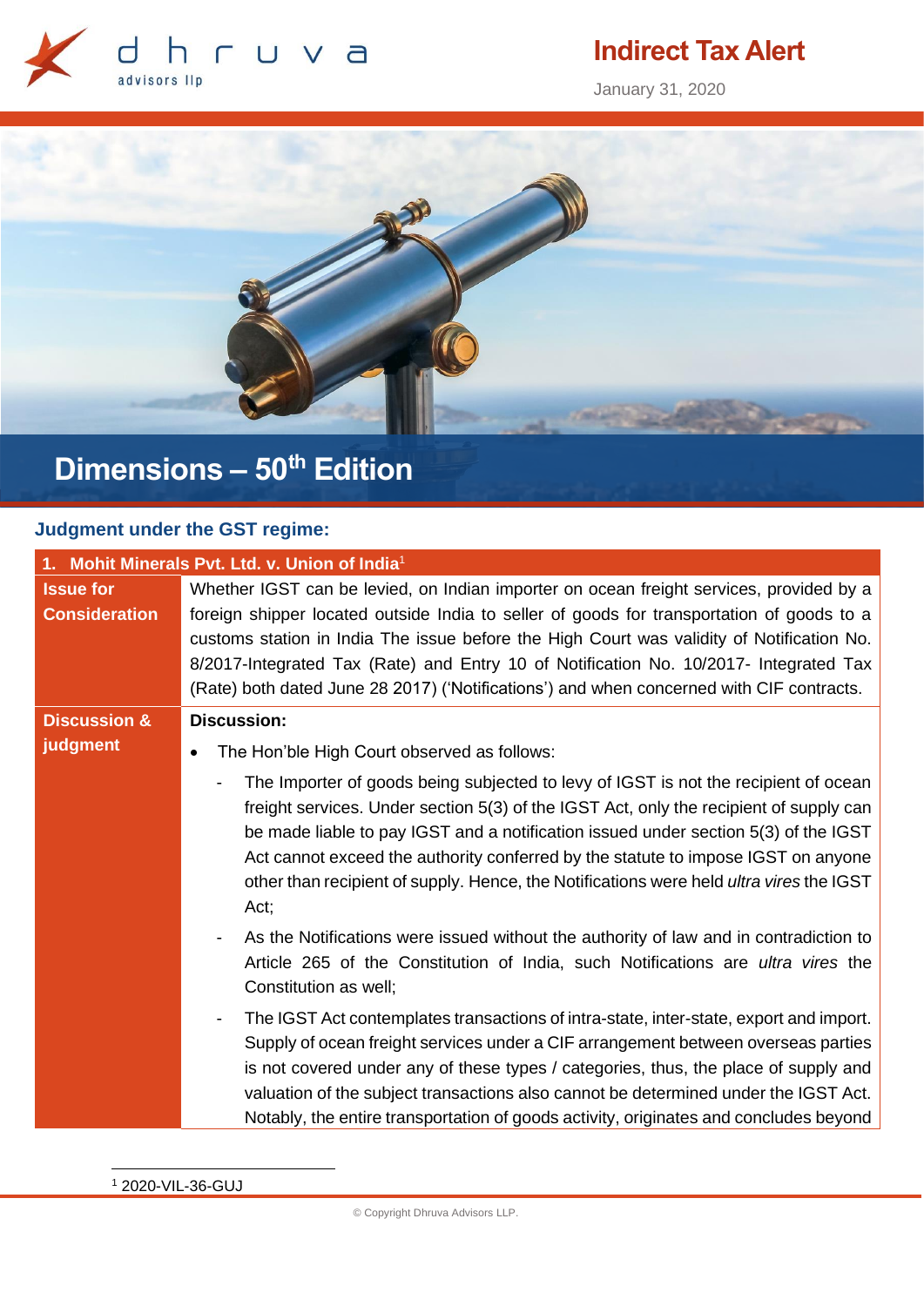# Indirect Tax Alert

January 31, 2020

## Dimensions – 50th Edition

### Judgment under the GST regime:

| 1. Mohit Minerals Pvt. Ltd. v. Union of India[1] | |
|---|---|
| **Issue for Consideration** | Whether IGST can be levied, on Indian importer on ocean freight services, provided by a foreign shipper located outside India to seller of goods for transportation of goods to a customs station in India The issue before the High Court was validity of Notification No. 8/2017-Integrated Tax (Rate) and Entry 10 of Notification No. 10/2017- Integrated Tax (Rate) both dated June 28 2017) ('Notifications') and when concerned with CIF contracts. |
| **Discussion & judgment** | **Discussion:**<br>• The Hon'ble High Court observed as follows:<br>- The Importer of goods being subjected to levy of IGST is not the recipient of ocean freight services. Under section 5(3) of the IGST Act, only the recipient of supply can be made liable to pay IGST and a notification issued under section 5(3) of the IGST Act cannot exceed the authority conferred by the statute to impose IGST on anyone other than recipient of supply. Hence, the Notifications were held *ultra vires* the IGST Act;<br>- As the Notifications were issued without the authority of law and in contradiction to Article 265 of the Constitution of India, such Notifications are *ultra vires* the Constitution as well;<br>- The IGST Act contemplates transactions of intra-state, inter-state, export and import. Supply of ocean freight services under a CIF arrangement between overseas parties is not covered under any of these types / categories, thus, the place of supply and valuation of the subject transactions also cannot be determined under the IGST Act. Notably, the entire transportation of goods activity, originates and concludes beyond |

[1] 2020-VIL-36-GUJ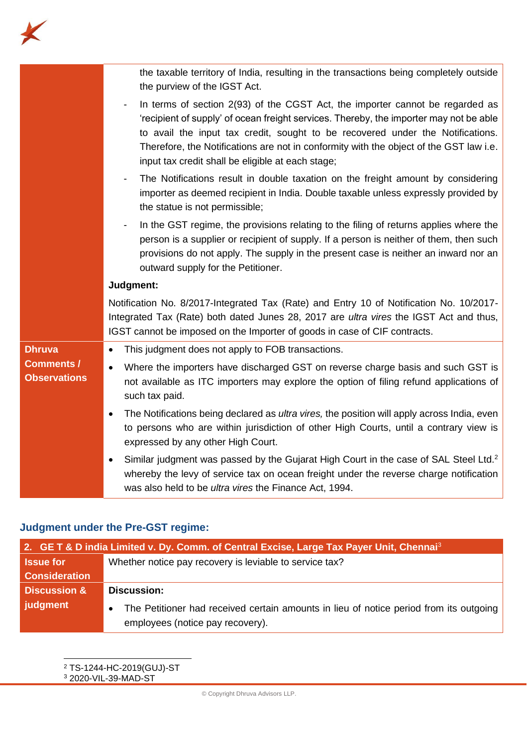| | |
|---|---|
| | the taxable territory of India, resulting in the transactions being completely outside the purview of the IGST Act.<br>- In terms of section 2(93) of the CGST Act, the importer cannot be regarded as 'recipient of supply' of ocean freight services. Thereby, the importer may not be able to avail the input tax credit, sought to be recovered under the Notifications. Therefore, the Notifications are not in conformity with the object of the GST law i.e. input tax credit shall be eligible at each stage;<br>- The Notifications result in double taxation on the freight amount by considering importer as deemed recipient in India. Double taxable unless expressly provided by the statue is not permissible;<br>- In the GST regime, the provisions relating to the filing of returns applies where the person is a supplier or recipient of supply. If a person is neither of them, then such provisions do not apply. The supply in the present case is neither an inward nor an outward supply for the Petitioner.<br>**Judgment:**<br>Notification No. 8/2017-Integrated Tax (Rate) and Entry 10 of Notification No. 10/2017-Integrated Tax (Rate) both dated Junes 28, 2017 are *ultra vires* the IGST Act and thus, IGST cannot be imposed on the Importer of goods in case of CIF contracts. |
| **Dhruva Comments / Observations** | • This judgment does not apply to FOB transactions.<br>• Where the importers have discharged GST on reverse charge basis and such GST is not available as ITC importers may explore the option of filing refund applications of such tax paid.<br>• The Notifications being declared as *ultra vires,* the position will apply across India, even to persons who are within jurisdiction of other High Courts, until a contrary view is expressed by any other High Court.<br>• Similar judgment was passed by the Gujarat High Court in the case of SAL Steel Ltd.[2] whereby the levy of service tax on ocean freight under the reverse charge notification was also held to be *ultra vires* the Finance Act, 1994. |

## Judgment under the Pre-GST regime:

| **2. GE T & D india Limited v. Dy. Comm. of Central Excise, Large Tax Payer Unit, Chennai[3]** | |
|---|---|
| **Issue for Consideration** | Whether notice pay recovery is leviable to service tax? |
| **Discussion & judgment** | **Discussion:**<br>• The Petitioner had received certain amounts in lieu of notice period from its outgoing employees (notice pay recovery). |

[2] TS-1244-HC-2019(GUJ)-ST

[3] 2020-VIL-39-MAD-ST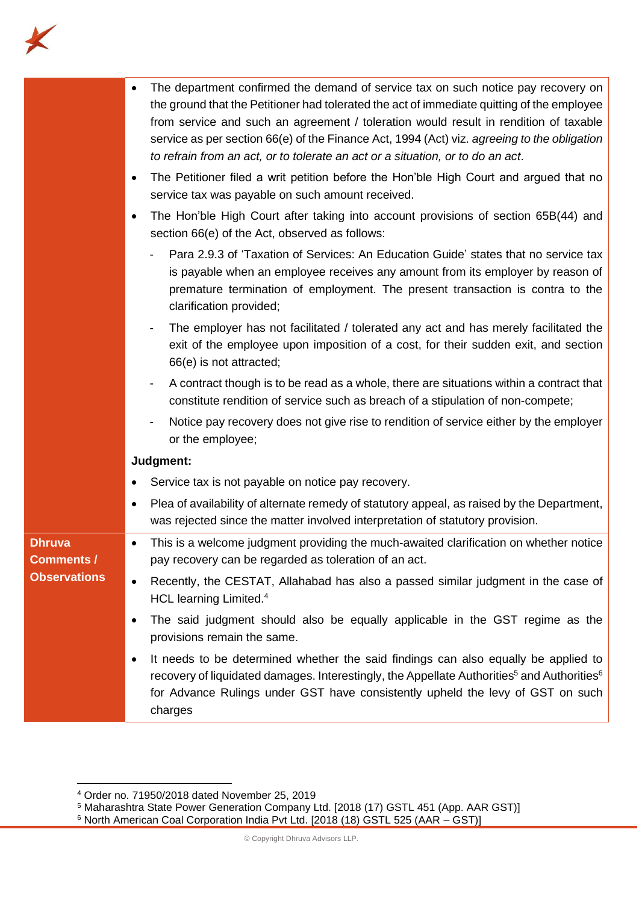- The department confirmed the demand of service tax on such notice pay recovery on the ground that the Petitioner had tolerated the act of immediate quitting of the employee from service and such an agreement / toleration would result in rendition of taxable service as per section 66(e) of the Finance Act, 1994 (Act) viz. *agreeing to the obligation to refrain from an act, or to tolerate an act or a situation, or to do an act*.
- The Petitioner filed a writ petition before the Hon'ble High Court and argued that no service tax was payable on such amount received.
- The Hon'ble High Court after taking into account provisions of section 65B(44) and section 66(e) of the Act, observed as follows:
  - Para 2.9.3 of 'Taxation of Services: An Education Guide' states that no service tax is payable when an employee receives any amount from its employer by reason of premature termination of employment. The present transaction is contra to the clarification provided;
  - The employer has not facilitated / tolerated any act and has merely facilitated the exit of the employee upon imposition of a cost, for their sudden exit, and section 66(e) is not attracted;
  - A contract though is to be read as a whole, there are situations within a contract that constitute rendition of service such as breach of a stipulation of non-compete;
  - Notice pay recovery does not give rise to rendition of service either by the employer or the employee;

**Judgment:**

- Service tax is not payable on notice pay recovery.
- Plea of availability of alternate remedy of statutory appeal, as raised by the Department, was rejected since the matter involved interpretation of statutory provision.

**Dhruva Comments / Observations**

- This is a welcome judgment providing the much-awaited clarification on whether notice pay recovery can be regarded as toleration of an act.
- Recently, the CESTAT, Allahabad has also a passed similar judgment in the case of HCL learning Limited.[4]
- The said judgment should also be equally applicable in the GST regime as the provisions remain the same.
- It needs to be determined whether the said findings can also equally be applied to recovery of liquidated damages. Interestingly, the Appellate Authorities[5] and Authorities[6] for Advance Rulings under GST have consistently upheld the levy of GST on such charges

---

[4] Order no. 71950/2018 dated November 25, 2019

[5] Maharashtra State Power Generation Company Ltd. [2018 (17) GSTL 451 (App. AAR GST)]

[6] North American Coal Corporation India Pvt Ltd. [2018 (18) GSTL 525 (AAR – GST)]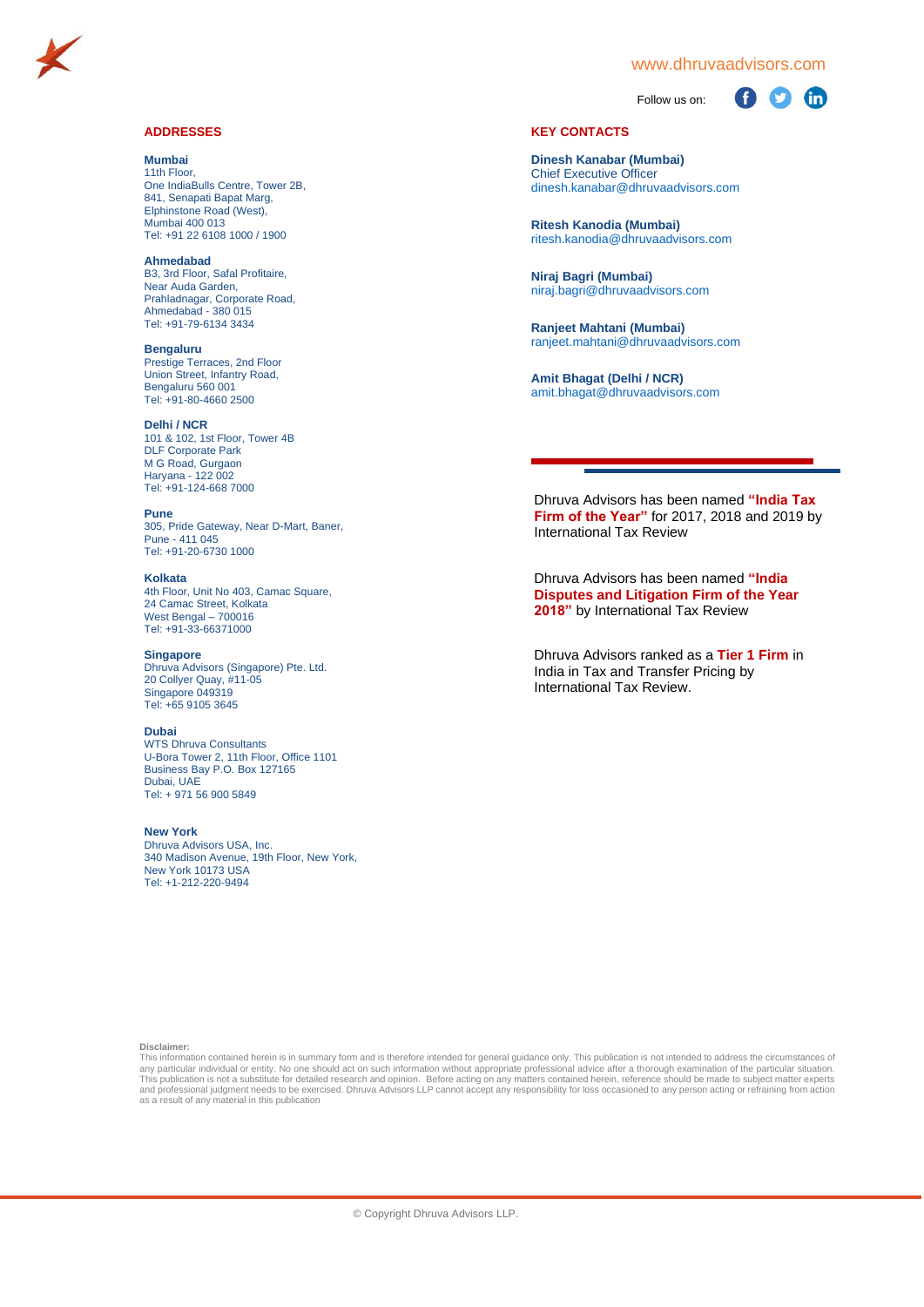www.dhruvaadvisors.com

Follow us on:

## ADDRESSES

**Mumbai**
11th Floor,
One IndiaBulls Centre, Tower 2B,
841, Senapati Bapat Marg,
Elphinstone Road (West),
Mumbai 400 013
Tel: +91 22 6108 1000 / 1900

**Ahmedabad**
B3, 3rd Floor, Safal Profitaire,
Near Auda Garden,
Prahladnagar, Corporate Road,
Ahmedabad - 380 015
Tel: +91-79-6134 3434

**Bengaluru**
Prestige Terraces, 2nd Floor
Union Street, Infantry Road,
Bengaluru 560 001
Tel: +91-80-4660 2500

**Delhi / NCR**
101 & 102, 1st Floor, Tower 4B
DLF Corporate Park
M G Road, Gurgaon
Haryana - 122 002
Tel: +91-124-668 7000

**Pune**
305, Pride Gateway, Near D-Mart, Baner,
Pune - 411 045
Tel: +91-20-6730 1000

**Kolkata**
4th Floor, Unit No 403, Camac Square,
24 Camac Street, Kolkata
West Bengal – 700016
Tel: +91-33-66371000

**Singapore**
Dhruva Advisors (Singapore) Pte. Ltd.
20 Collyer Quay, #11-05
Singapore 049319
Tel: +65 9105 3645

**Dubai**
WTS Dhruva Consultants
U-Bora Tower 2, 11th Floor, Office 1101
Business Bay P.O. Box 127165
Dubai, UAE
Tel: + 971 56 900 5849

**New York**
Dhruva Advisors USA, Inc.
340 Madison Avenue, 19th Floor, New York,
New York 10173 USA
Tel: +1-212-220-9494

## KEY CONTACTS

**Dinesh Kanabar (Mumbai)**
Chief Executive Officer
dinesh.kanabar@dhruvaadvisors.com

**Ritesh Kanodia (Mumbai)**
ritesh.kanodia@dhruvaadvisors.com

**Niraj Bagri (Mumbai)**
niraj.bagri@dhruvaadvisors.com

**Ranjeet Mahtani (Mumbai)**
ranjeet.mahtani@dhruvaadvisors.com

**Amit Bhagat (Delhi / NCR)**
amit.bhagat@dhruvaadvisors.com

Dhruva Advisors has been named **"India Tax Firm of the Year"** for 2017, 2018 and 2019 by International Tax Review

Dhruva Advisors has been named **"India Disputes and Litigation Firm of the Year 2018"** by International Tax Review

Dhruva Advisors ranked as a **Tier 1 Firm** in India in Tax and Transfer Pricing by International Tax Review.

**Disclaimer:**
This information contained herein is in summary form and is therefore intended for general guidance only. This publication is not intended to address the circumstances of any particular individual or entity. No one should act on such information without appropriate professional advice after a thorough examination of the particular situation. This publication is not a substitute for detailed research and opinion. Before acting on any matters contained herein, reference should be made to subject matter experts and professional judgment needs to be exercised. Dhruva Advisors LLP cannot accept any responsibility for loss occasioned to any person acting or refraining from action as a result of any material in this publication

© Copyright Dhruva Advisors LLP.